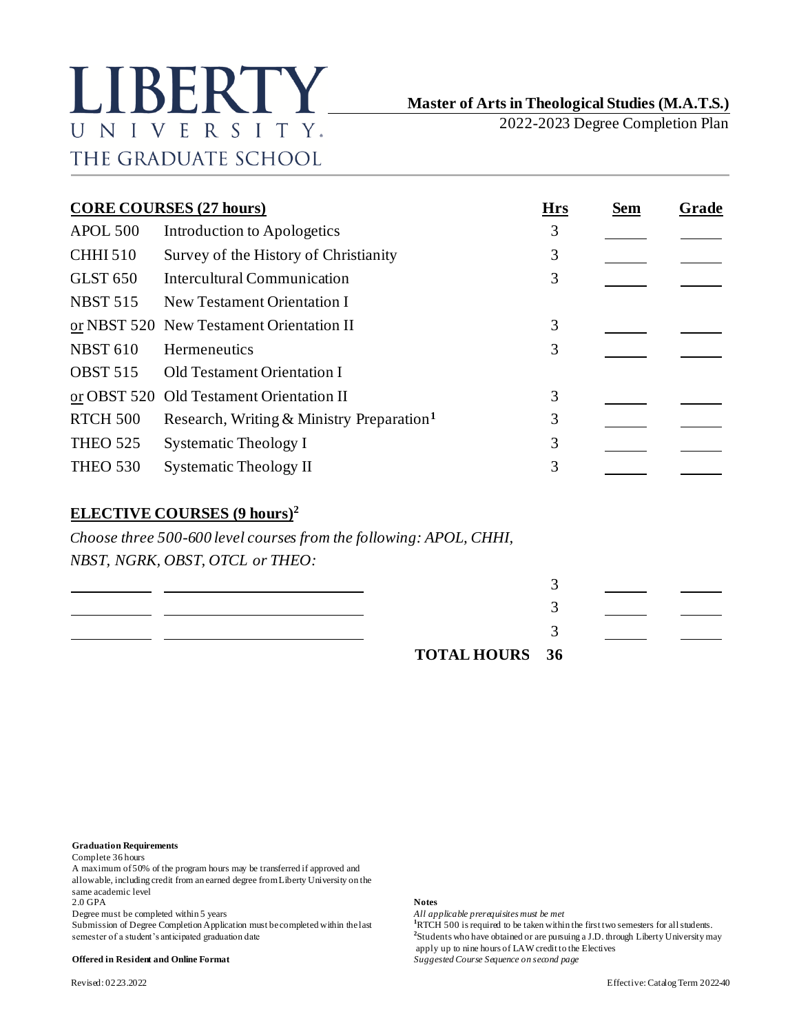# LIBERTY UNIVERSITY
## THE GRADUATE SCHOOL

**Master of Arts in Theological Studies (M.A.T.S.)**
2022-2023 Degree Completion Plan

| **CORE COURSES (27 hours)** | | **Hrs** | **Sem** | **Grade** |
|---|---|---|---|---|
| APOL 500 | Introduction to Apologetics | 3 | | |
| CHHI 510 | Survey of the History of Christianity | 3 | | |
| GLST 650 | Intercultural Communication | 3 | | |
| NBST 515 | New Testament Orientation I | | | |
| or NBST 520 | New Testament Orientation II | 3 | | |
| NBST 610 | Hermeneutics | 3 | | |
| OBST 515 | Old Testament Orientation I | | | |
| or OBST 520 | Old Testament Orientation II | 3 | | |
| RTCH 500 | Research, Writing & Ministry Preparation[1] | 3 | | |
| THEO 525 | Systematic Theology I | 3 | | |
| THEO 530 | Systematic Theology II | 3 | | |

**ELECTIVE COURSES (9 hours)[2]**

*Choose three 500-600 level courses from the following: APOL, CHHI, NBST, NGRK, OBST, OTCL or THEO:*

| | | Hrs | Sem | Grade |
|---|---|---|---|---|
| | | 3 | | |
| | | 3 | | |
| | | 3 | | |
| | **TOTAL HOURS** | **36** | | |

**Graduation Requirements**
Complete 36 hours
A maximum of 50% of the program hours may be transferred if approved and allowable, including credit from an earned degree from Liberty University on the same academic level
2.0 GPA
Degree must be completed within 5 years
Submission of Degree Completion Application must be completed within the last semester of a student's anticipated graduation date

**Offered in Resident and Online Format**

**Notes**
*All applicable prerequisites must be met*
[1]RTCH 500 is required to be taken within the first two semesters for all students.
[2]Students who have obtained or are pursuing a J.D. through Liberty University may apply up to nine hours of LAW credit to the Electives
*Suggested Course Sequence on second page*

Revised: 02.23.2022

Effective: Catalog Term 2022-40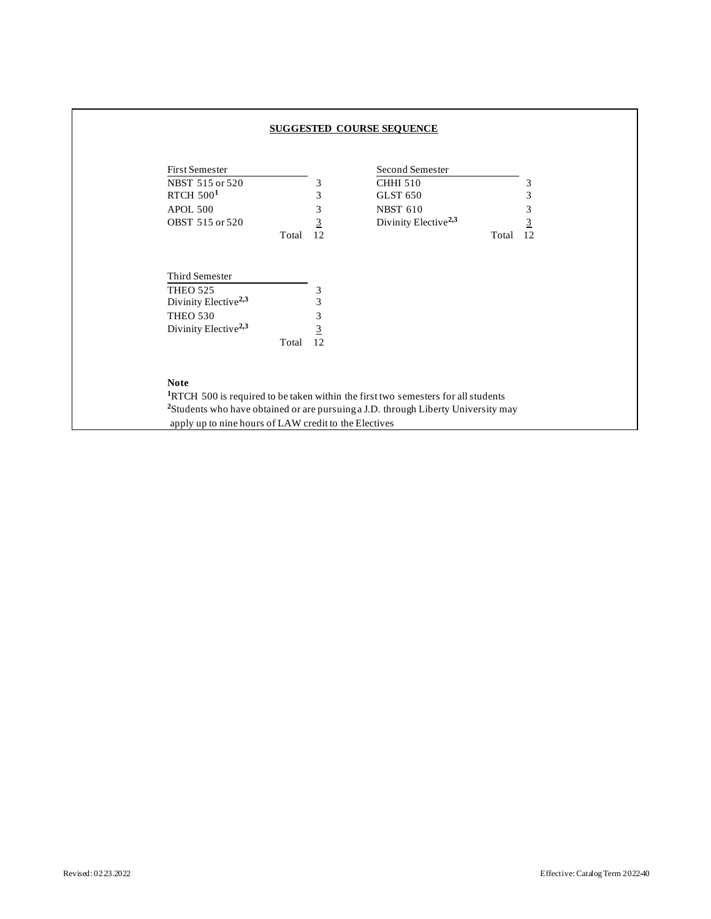## SUGGESTED COURSE SEQUENCE

| First Semester | | Second Semester | |
|---|---|---|---|
| NBST 515 or 520 | 3 | CHHI 510 | 3 |
| RTCH 500[1] | 3 | GLST 650 | 3 |
| APOL 500 | 3 | NBST 610 | 3 |
| OBST 515 or 520 | 3 | Divinity Elective[2,3] | 3 |
| Total | 12 | Total | 12 |

| Third Semester | |
|---|---|
| THEO 525 | 3 |
| Divinity Elective[2,3] | 3 |
| THEO 530 | 3 |
| Divinity Elective[2,3] | 3 |
| Total | 12 |

**Note**

[1]RTCH 500 is required to be taken within the first two semesters for all students

[2]Students who have obtained or are pursuing a J.D. through Liberty University may apply up to nine hours of LAW credit to the Electives

Revised: 02.23.2022

Effective: Catalog Term 2022-40